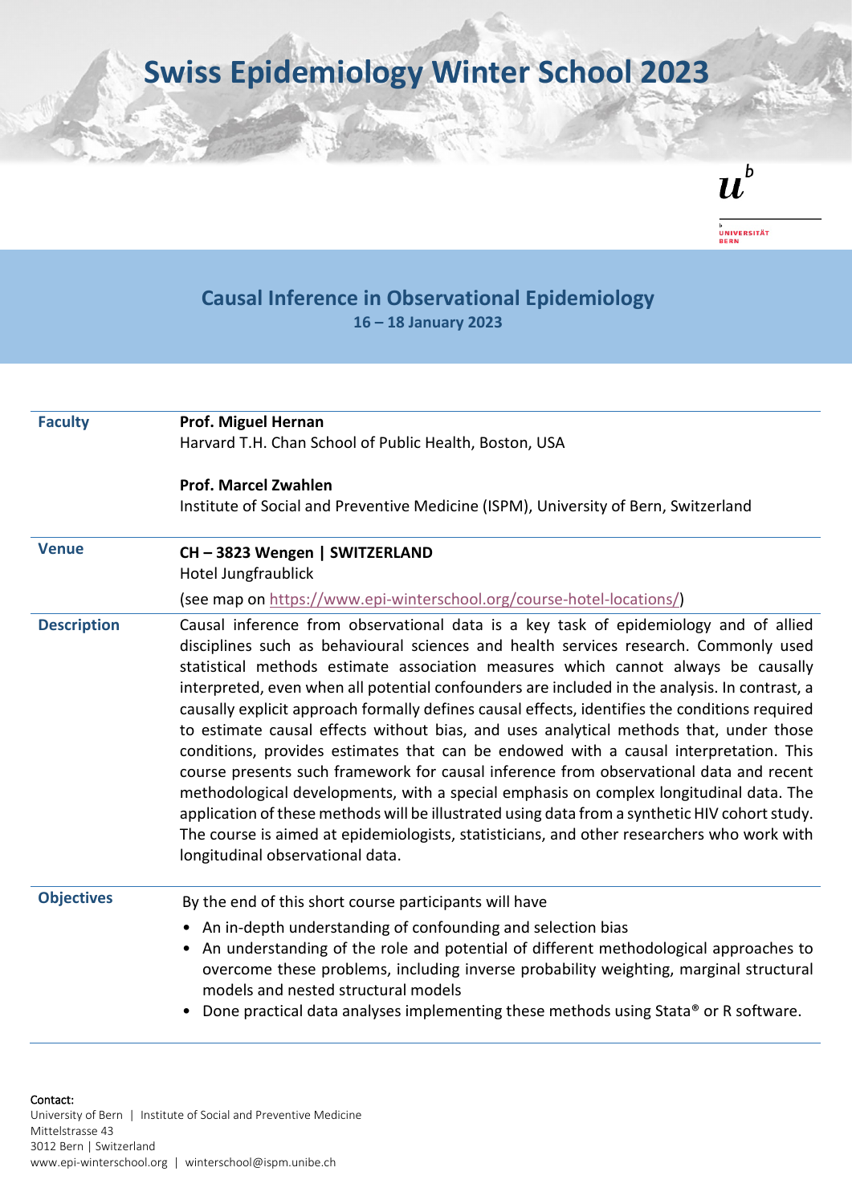# Swiss Epidemiology Winter School 2023

UNIVERSITÄT BERN

## Causal Inference in Observational Epidemiology

**16 – 18 January 2023**

| | |
|---|---|
| **Faculty** | **Prof. Miguel Hernan**<br>Harvard T.H. Chan School of Public Health, Boston, USA<br><br>**Prof. Marcel Zwahlen**<br>Institute of Social and Preventive Medicine (ISPM), University of Bern, Switzerland |
| **Venue** | **CH – 3823 Wengen \| SWITZERLAND**<br>Hotel Jungfraublick<br>(see map on https://www.epi-winterschool.org/course-hotel-locations/) |
| **Description** | Causal inference from observational data is a key task of epidemiology and of allied disciplines such as behavioural sciences and health services research. Commonly used statistical methods estimate association measures which cannot always be causally interpreted, even when all potential confounders are included in the analysis. In contrast, a causally explicit approach formally defines causal effects, identifies the conditions required to estimate causal effects without bias, and uses analytical methods that, under those conditions, provides estimates that can be endowed with a causal interpretation. This course presents such framework for causal inference from observational data and recent methodological developments, with a special emphasis on complex longitudinal data. The application of these methods will be illustrated using data from a synthetic HIV cohort study. The course is aimed at epidemiologists, statisticians, and other researchers who work with longitudinal observational data. |
| **Objectives** | By the end of this short course participants will have<br>• An in-depth understanding of confounding and selection bias<br>• An understanding of the role and potential of different methodological approaches to overcome these problems, including inverse probability weighting, marginal structural models and nested structural models<br>• Done practical data analyses implementing these methods using Stata® or R software. |

Contact:
University of Bern | Institute of Social and Preventive Medicine
Mittelstrasse 43
3012 Bern | Switzerland
www.epi-winterschool.org | winterschool@ispm.unibe.ch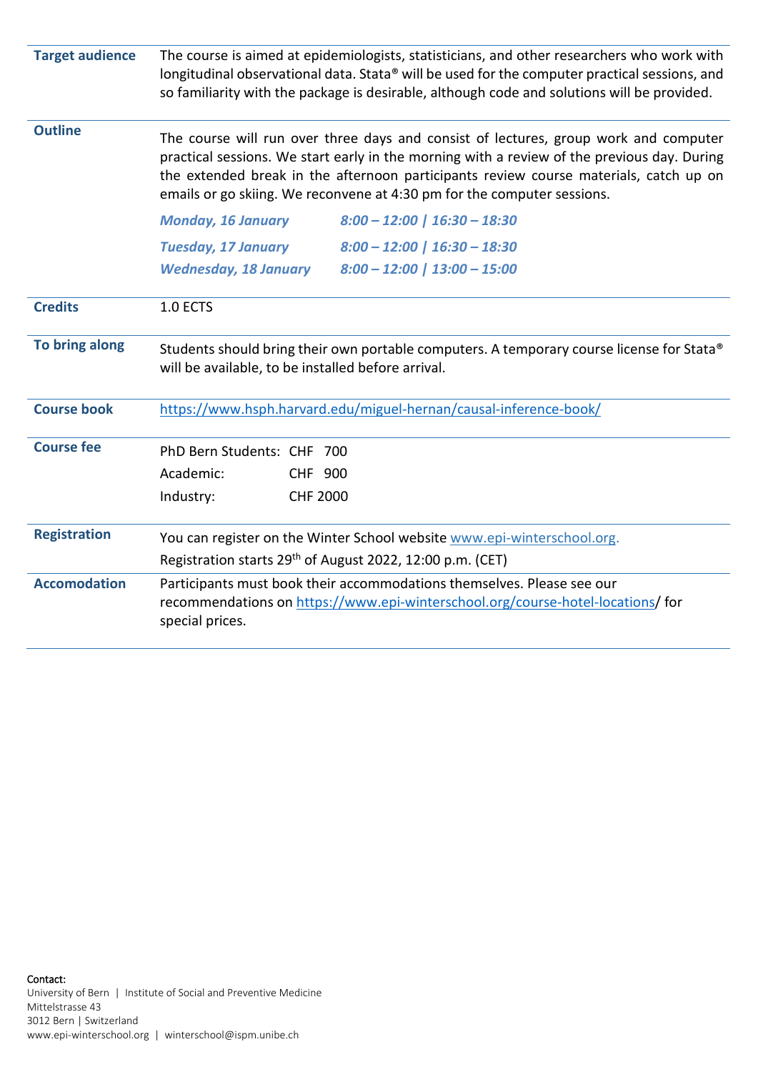**Target audience**

The course is aimed at epidemiologists, statisticians, and other researchers who work with longitudinal observational data. Stata® will be used for the computer practical sessions, and so familiarity with the package is desirable, although code and solutions will be provided.

**Outline**

The course will run over three days and consist of lectures, group work and computer practical sessions. We start early in the morning with a review of the previous day. During the extended break in the afternoon participants review course materials, catch up on emails or go skiing. We reconvene at 4:30 pm for the computer sessions.

| | |
|---|---|
| ***Monday, 16 January*** | ***8:00 – 12:00 \| 16:30 – 18:30*** |
| ***Tuesday, 17 January*** | ***8:00 – 12:00 \| 16:30 – 18:30*** |
| ***Wednesday, 18 January*** | ***8:00 – 12:00 \| 13:00 – 15:00*** |

**Credits**

1.0 ECTS

**To bring along**

Students should bring their own portable computers. A temporary course license for Stata® will be available, to be installed before arrival.

**Course book**

https://www.hsph.harvard.edu/miguel-hernan/causal-inference-book/

**Course fee**

| | |
|---|---|
| PhD Bern Students: | CHF 700 |
| Academic: | CHF 900 |
| Industry: | CHF 2000 |

**Registration**

You can register on the Winter School website www.epi-winterschool.org.

Registration starts 29th of August 2022, 12:00 p.m. (CET)

**Accomodation**

Participants must book their accommodations themselves. Please see our recommendations on https://www.epi-winterschool.org/course-hotel-locations/ for special prices.

Contact:
University of Bern | Institute of Social and Preventive Medicine
Mittelstrasse 43
3012 Bern | Switzerland
www.epi-winterschool.org | winterschool@ispm.unibe.ch